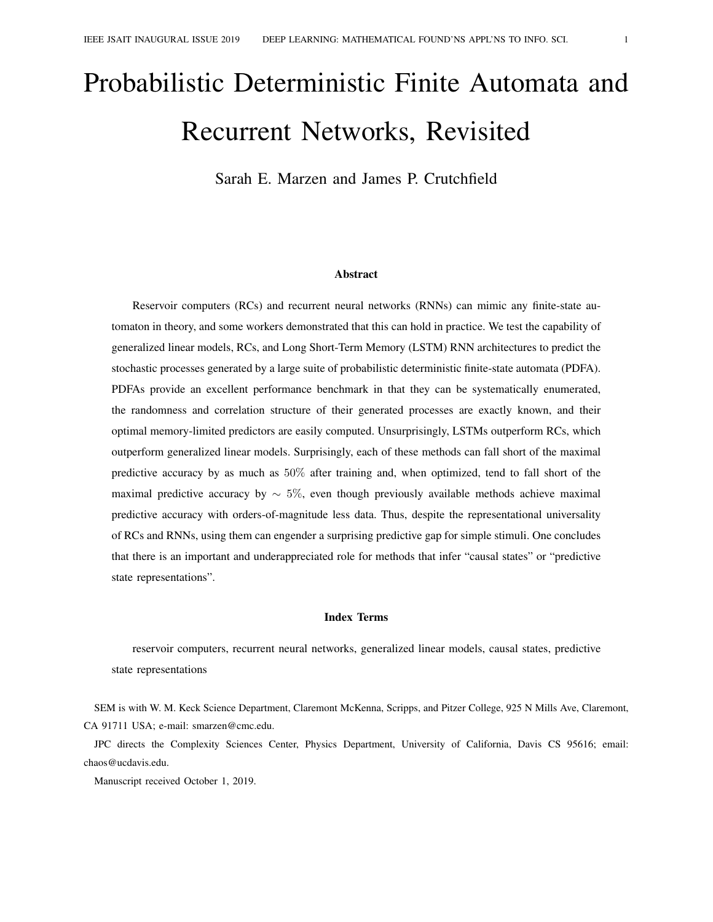# Probabilistic Deterministic Finite Automata and Recurrent Networks, Revisited

Sarah E. Marzen and James P. Crutchfield

### Abstract

Reservoir computers (RCs) and recurrent neural networks (RNNs) can mimic any finite-state automaton in theory, and some workers demonstrated that this can hold in practice. We test the capability of generalized linear models, RCs, and Long Short-Term Memory (LSTM) RNN architectures to predict the stochastic processes generated by a large suite of probabilistic deterministic finite-state automata (PDFA). PDFAs provide an excellent performance benchmark in that they can be systematically enumerated, the randomness and correlation structure of their generated processes are exactly known, and their optimal memory-limited predictors are easily computed. Unsurprisingly, LSTMs outperform RCs, which outperform generalized linear models. Surprisingly, each of these methods can fall short of the maximal predictive accuracy by as much as $50\%$ after training and, when optimized, tend to fall short of the maximal predictive accuracy by $\sim 5\%$, even though previously available methods achieve maximal predictive accuracy with orders-of-magnitude less data. Thus, despite the representational universality of RCs and RNNs, using them can engender a surprising predictive gap for simple stimuli. One concludes that there is an important and underappreciated role for methods that infer "causal states" or "predictive state representations".

### Index Terms

reservoir computers, recurrent neural networks, generalized linear models, causal states, predictive state representations

SEM is with W. M. Keck Science Department, Claremont McKenna, Scripps, and Pitzer College, 925 N Mills Ave, Claremont, CA 91711 USA; e-mail: smarzen@cmc.edu.

JPC directs the Complexity Sciences Center, Physics Department, University of California, Davis CS 95616; email: chaos@ucdavis.edu.

Manuscript received October 1, 2019.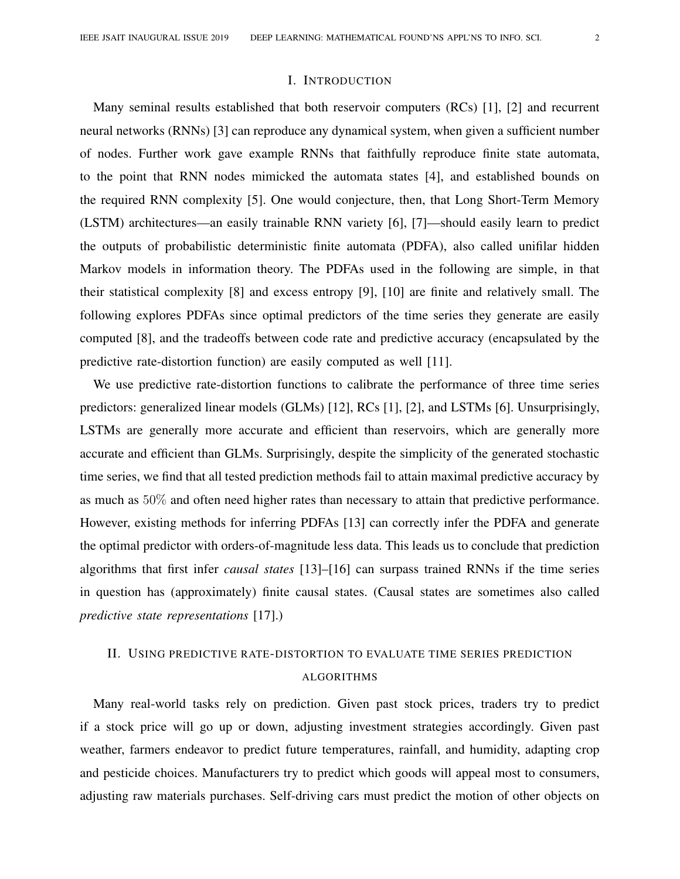## I. Introduction

Many seminal results established that both reservoir computers (RCs) [1], [2] and recurrent neural networks (RNNs) [3] can reproduce any dynamical system, when given a sufficient number of nodes. Further work gave example RNNs that faithfully reproduce finite state automata, to the point that RNN nodes mimicked the automata states [4], and established bounds on the required RNN complexity [5]. One would conjecture, then, that Long Short-Term Memory (LSTM) architectures—an easily trainable RNN variety [6], [7]—should easily learn to predict the outputs of probabilistic deterministic finite automata (PDFA), also called unifilar hidden Markov models in information theory. The PDFAs used in the following are simple, in that their statistical complexity [8] and excess entropy [9], [10] are finite and relatively small. The following explores PDFAs since optimal predictors of the time series they generate are easily computed [8], and the tradeoffs between code rate and predictive accuracy (encapsulated by the predictive rate-distortion function) are easily computed as well [11].

We use predictive rate-distortion functions to calibrate the performance of three time series predictors: generalized linear models (GLMs) [12], RCs [1], [2], and LSTMs [6]. Unsurprisingly, LSTMs are generally more accurate and efficient than reservoirs, which are generally more accurate and efficient than GLMs. Surprisingly, despite the simplicity of the generated stochastic time series, we find that all tested prediction methods fail to attain maximal predictive accuracy by as much as $50\%$ and often need higher rates than necessary to attain that predictive performance. However, existing methods for inferring PDFAs [13] can correctly infer the PDFA and generate the optimal predictor with orders-of-magnitude less data. This leads us to conclude that prediction algorithms that first infer *causal states* [13]–[16] can surpass trained RNNs if the time series in question has (approximately) finite causal states. (Causal states are sometimes also called *predictive state representations* [17].)

## II. Using predictive rate-distortion to evaluate time series prediction algorithms

Many real-world tasks rely on prediction. Given past stock prices, traders try to predict if a stock price will go up or down, adjusting investment strategies accordingly. Given past weather, farmers endeavor to predict future temperatures, rainfall, and humidity, adapting crop and pesticide choices. Manufacturers try to predict which goods will appeal most to consumers, adjusting raw materials purchases. Self-driving cars must predict the motion of other objects on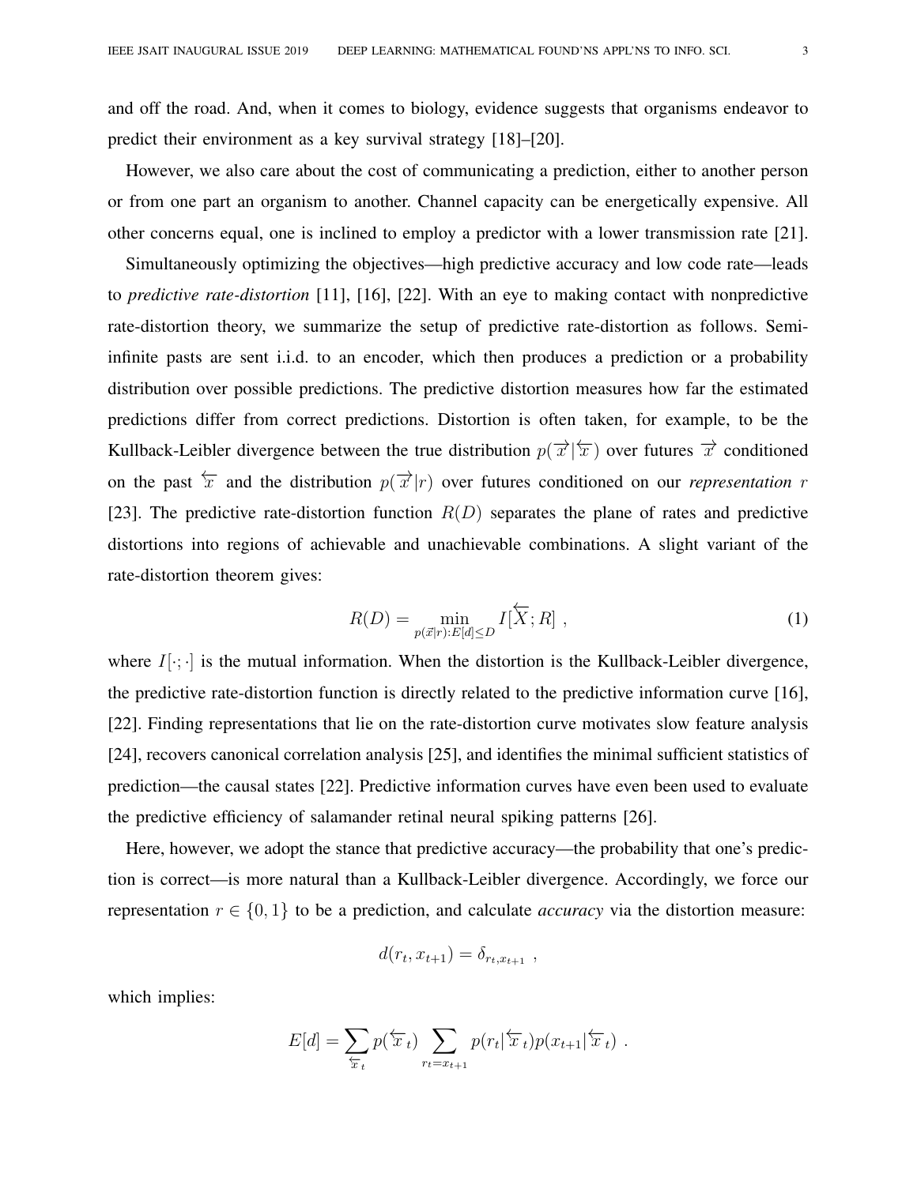and off the road. And, when it comes to biology, evidence suggests that organisms endeavor to predict their environment as a key survival strategy [18]–[20].

However, we also care about the cost of communicating a prediction, either to another person or from one part an organism to another. Channel capacity can be energetically expensive. All other concerns equal, one is inclined to employ a predictor with a lower transmission rate [21].

Simultaneously optimizing the objectives—high predictive accuracy and low code rate—leads to *predictive rate-distortion* [11], [16], [22]. With an eye to making contact with nonpredictive rate-distortion theory, we summarize the setup of predictive rate-distortion as follows. Semi-infinite pasts are sent i.i.d. to an encoder, which then produces a prediction or a probability distribution over possible predictions. The predictive distortion measures how far the estimated predictions differ from correct predictions. Distortion is often taken, for example, to be the Kullback-Leibler divergence between the true distribution $p(\overrightarrow{x}|\overleftarrow{x})$ over futures $\overrightarrow{x}$ conditioned on the past $\overleftarrow{x}$ and the distribution $p(\overrightarrow{x}|r)$ over futures conditioned on our *representation* $r$ [23]. The predictive rate-distortion function $R(D)$ separates the plane of rates and predictive distortions into regions of achievable and unachievable combinations. A slight variant of the rate-distortion theorem gives:

$$R(D) = \min_{p(\vec{x}|r):E[d]\leq D} I[\overleftarrow{X}; R] \ , \tag{1}$$

where $I[\cdot;\cdot]$ is the mutual information. When the distortion is the Kullback-Leibler divergence, the predictive rate-distortion function is directly related to the predictive information curve [16], [22]. Finding representations that lie on the rate-distortion curve motivates slow feature analysis [24], recovers canonical correlation analysis [25], and identifies the minimal sufficient statistics of prediction—the causal states [22]. Predictive information curves have even been used to evaluate the predictive efficiency of salamander retinal neural spiking patterns [26].

Here, however, we adopt the stance that predictive accuracy—the probability that one's prediction is correct—is more natural than a Kullback-Leibler divergence. Accordingly, we force our representation $r \in \{0, 1\}$ to be a prediction, and calculate *accuracy* via the distortion measure:

$$d(r_t, x_{t+1}) = \delta_{r_t, x_{t+1}} \ ,$$

which implies:

$$E[d] = \sum_{\overleftarrow{x}_t} p(\overleftarrow{x}_t) \sum_{r_t = x_{t+1}} p(r_t|\overleftarrow{x}_t) p(x_{t+1}|\overleftarrow{x}_t) \ .$$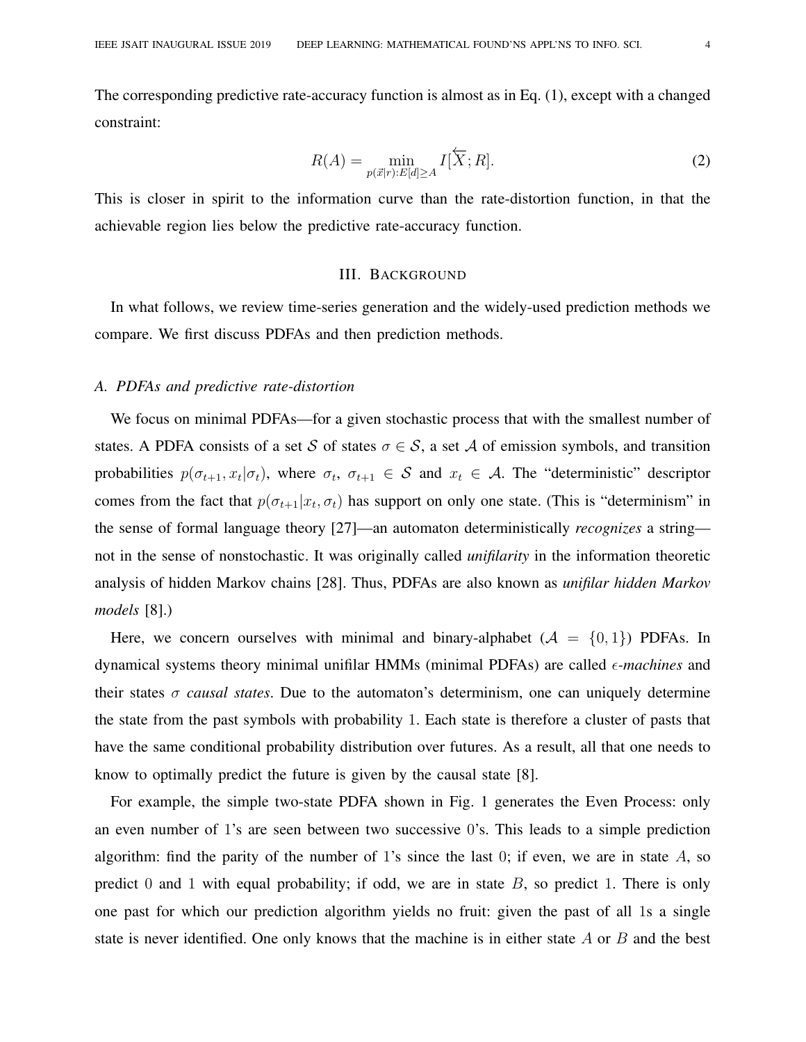The corresponding predictive rate-accuracy function is almost as in Eq. (1), except with a changed constraint:

$$R(A) = \min_{p(\vec{x}|r):E[d]\geq A} I[\overleftarrow{X}; R]. \tag{2}$$

This is closer in spirit to the information curve than the rate-distortion function, in that the achievable region lies below the predictive rate-accuracy function.

## III. Background

In what follows, we review time-series generation and the widely-used prediction methods we compare. We first discuss PDFAs and then prediction methods.

### A. PDFAs and predictive rate-distortion

We focus on minimal PDFAs—for a given stochastic process that with the smallest number of states. A PDFA consists of a set $\mathcal{S}$ of states $\sigma \in \mathcal{S}$, a set $\mathcal{A}$ of emission symbols, and transition probabilities $p(\sigma_{t+1}, x_t|\sigma_t)$, where $\sigma_t,\ \sigma_{t+1} \in \mathcal{S}$ and $x_t \in \mathcal{A}$. The "deterministic" descriptor comes from the fact that $p(\sigma_{t+1}|x_t, \sigma_t)$ has support on only one state. (This is "determinism" in the sense of formal language theory [27]—an automaton deterministically *recognizes* a string—not in the sense of nonstochastic. It was originally called *unifilarity* in the information theoretic analysis of hidden Markov chains [28]. Thus, PDFAs are also known as *unifilar hidden Markov models* [8].)

Here, we concern ourselves with minimal and binary-alphabet ($\mathcal{A} = \{0, 1\}$) PDFAs. In dynamical systems theory minimal unifilar HMMs (minimal PDFAs) are called *$\epsilon$-machines* and their states $\sigma$ *causal states*. Due to the automaton's determinism, one can uniquely determine the state from the past symbols with probability 1. Each state is therefore a cluster of pasts that have the same conditional probability distribution over futures. As a result, all that one needs to know to optimally predict the future is given by the causal state [8].

For example, the simple two-state PDFA shown in Fig. 1 generates the Even Process: only an even number of 1's are seen between two successive 0's. This leads to a simple prediction algorithm: find the parity of the number of 1's since the last 0; if even, we are in state $A$, so predict 0 and 1 with equal probability; if odd, we are in state $B$, so predict 1. There is only one past for which our prediction algorithm yields no fruit: given the past of all 1s a single state is never identified. One only knows that the machine is in either state $A$ or $B$ and the best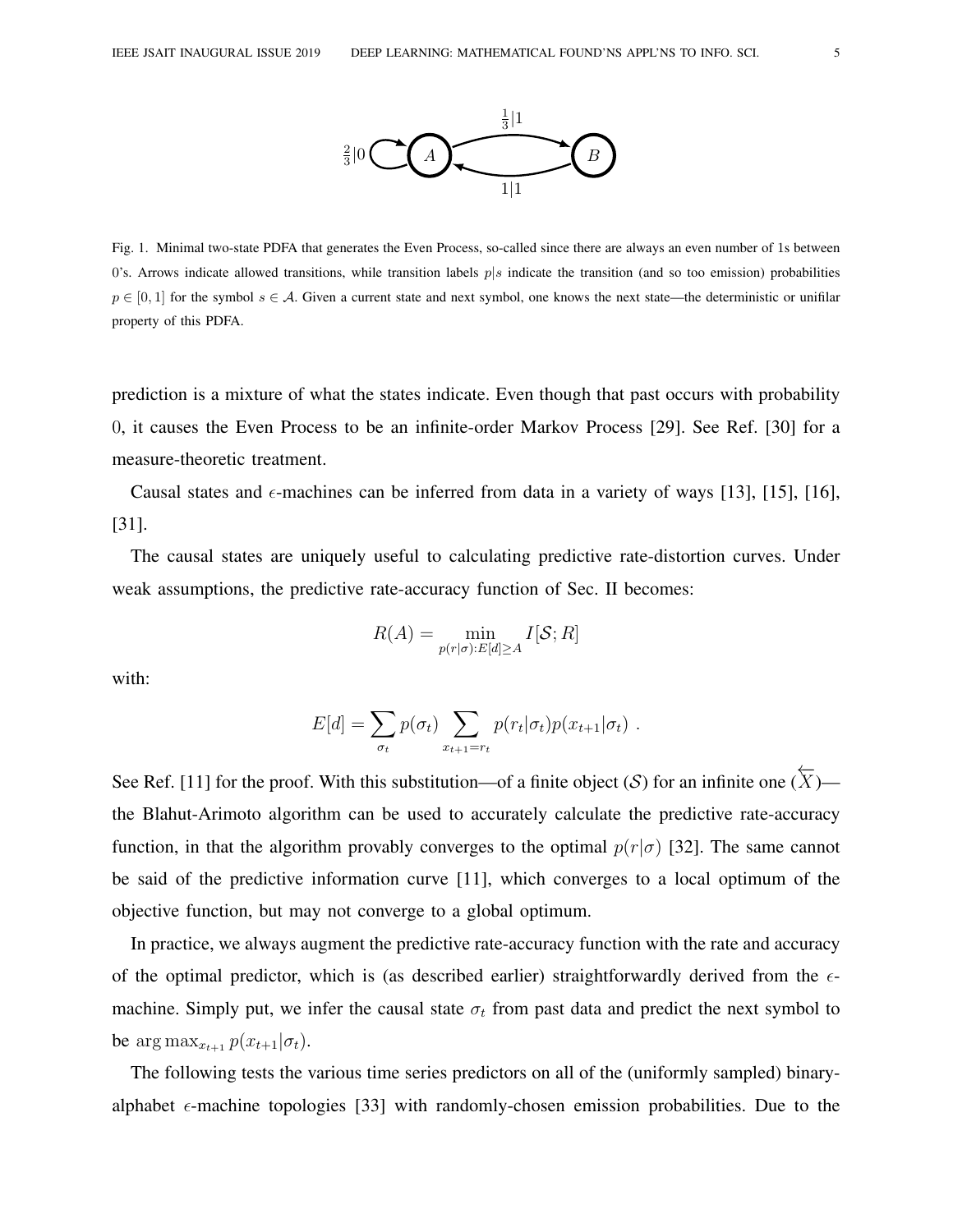Fig. 1. Minimal two-state PDFA that generates the Even Process, so-called since there are always an even number of 1s between 0's. Arrows indicate allowed transitions, while transition labels $p|s$ indicate the transition (and so too emission) probabilities $p \in [0, 1]$ for the symbol $s \in \mathcal{A}$. Given a current state and next symbol, one knows the next state—the deterministic or unifilar property of this PDFA.

prediction is a mixture of what the states indicate. Even though that past occurs with probability 0, it causes the Even Process to be an infinite-order Markov Process [29]. See Ref. [30] for a measure-theoretic treatment.

Causal states and $\epsilon$-machines can be inferred from data in a variety of ways [13], [15], [16], [31].

The causal states are uniquely useful to calculating predictive rate-distortion curves. Under weak assumptions, the predictive rate-accuracy function of Sec. II becomes:

$$R(A) = \min_{p(r|\sigma):E[d]\geq A} I[\mathcal{S}; R]$$

with:

$$E[d] = \sum_{\sigma_t} p(\sigma_t) \sum_{x_{t+1}=r_t} p(r_t|\sigma_t) p(x_{t+1}|\sigma_t) \ .$$

See Ref. [11] for the proof. With this substitution—of a finite object ($\mathcal{S}$) for an infinite one ($\overleftarrow{X}$)—the Blahut-Arimoto algorithm can be used to accurately calculate the predictive rate-accuracy function, in that the algorithm provably converges to the optimal $p(r|\sigma)$ [32]. The same cannot be said of the predictive information curve [11], which converges to a local optimum of the objective function, but may not converge to a global optimum.

In practice, we always augment the predictive rate-accuracy function with the rate and accuracy of the optimal predictor, which is (as described earlier) straightforwardly derived from the $\epsilon$-machine. Simply put, we infer the causal state $\sigma_t$ from past data and predict the next symbol to be $\arg\max_{x_{t+1}} p(x_{t+1}|\sigma_t)$.

The following tests the various time series predictors on all of the (uniformly sampled) binary-alphabet $\epsilon$-machine topologies [33] with randomly-chosen emission probabilities. Due to the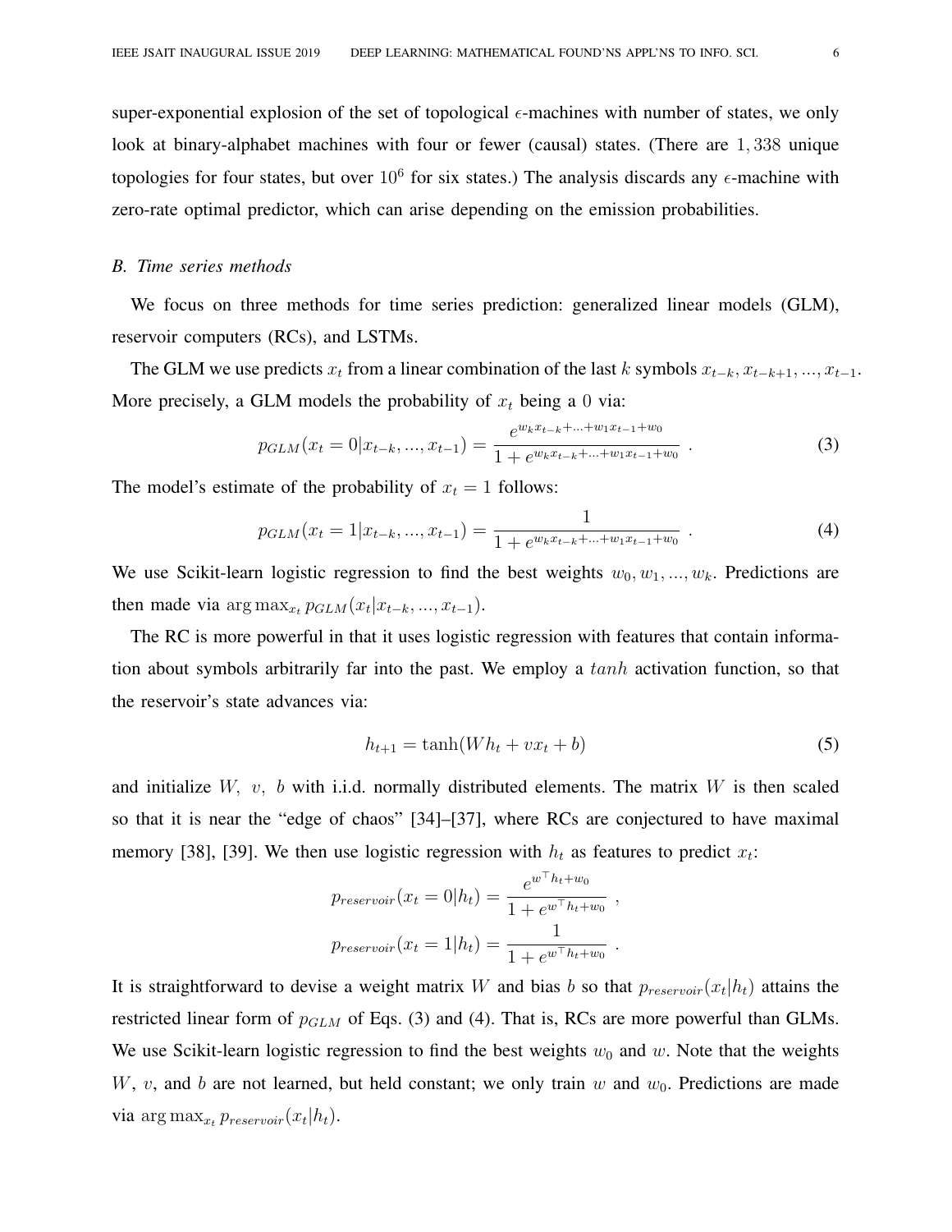super-exponential explosion of the set of topological $\epsilon$-machines with number of states, we only look at binary-alphabet machines with four or fewer (causal) states. (There are $1,338$ unique topologies for four states, but over $10^6$ for six states.) The analysis discards any $\epsilon$-machine with zero-rate optimal predictor, which can arise depending on the emission probabilities.

### *B. Time series methods*

We focus on three methods for time series prediction: generalized linear models (GLM), reservoir computers (RCs), and LSTMs.

The GLM we use predicts $x_t$ from a linear combination of the last $k$ symbols $x_{t-k}, x_{t-k+1}, ..., x_{t-1}$. More precisely, a GLM models the probability of $x_t$ being a $0$ via:

$$p_{GLM}(x_t = 0 | x_{t-k}, ..., x_{t-1}) = \frac{e^{w_k x_{t-k} + ... + w_1 x_{t-1} + w_0}}{1 + e^{w_k x_{t-k} + ... + w_1 x_{t-1} + w_0}} \ . \tag{3}$$

The model's estimate of the probability of $x_t = 1$ follows:

$$p_{GLM}(x_t = 1 | x_{t-k}, ..., x_{t-1}) = \frac{1}{1 + e^{w_k x_{t-k} + ... + w_1 x_{t-1} + w_0}} \ . \tag{4}$$

We use Scikit-learn logistic regression to find the best weights $w_0, w_1, ..., w_k$. Predictions are then made via $\arg\max_{x_t} p_{GLM}(x_t | x_{t-k}, ..., x_{t-1})$.

The RC is more powerful in that it uses logistic regression with features that contain information about symbols arbitrarily far into the past. We employ a $tanh$ activation function, so that the reservoir's state advances via:

$$h_{t+1} = \tanh(W h_t + v x_t + b) \tag{5}$$

and initialize $W,\ v,\ b$ with i.i.d. normally distributed elements. The matrix $W$ is then scaled so that it is near the "edge of chaos" [34]–[37], where RCs are conjectured to have maximal memory [38], [39]. We then use logistic regression with $h_t$ as features to predict $x_t$:

$$p_{reservoir}(x_t = 0 | h_t) = \frac{e^{w^\top h_t + w_0}}{1 + e^{w^\top h_t + w_0}} \ ,$$

$$p_{reservoir}(x_t = 1 | h_t) = \frac{1}{1 + e^{w^\top h_t + w_0}} \ .$$

It is straightforward to devise a weight matrix $W$ and bias $b$ so that $p_{reservoir}(x_t | h_t)$ attains the restricted linear form of $p_{GLM}$ of Eqs. (3) and (4). That is, RCs are more powerful than GLMs. We use Scikit-learn logistic regression to find the best weights $w_0$ and $w$. Note that the weights $W$, $v$, and $b$ are not learned, but held constant; we only train $w$ and $w_0$. Predictions are made via $\arg\max_{x_t} p_{reservoir}(x_t | h_t)$.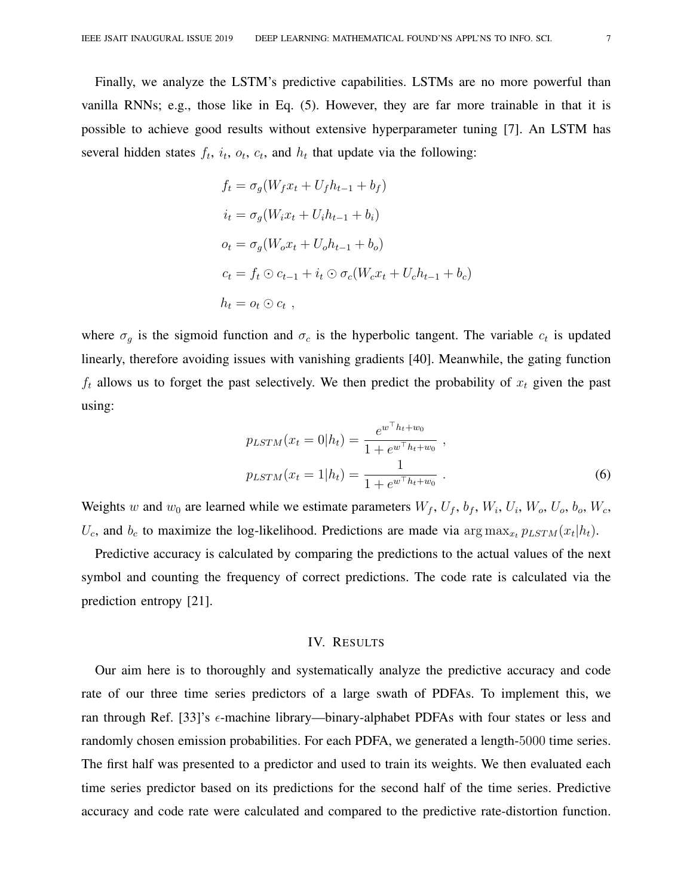Finally, we analyze the LSTM's predictive capabilities. LSTMs are no more powerful than vanilla RNNs; e.g., those like in Eq. (5). However, they are far more trainable in that it is possible to achieve good results without extensive hyperparameter tuning [7]. An LSTM has several hidden states $f_t$, $i_t$, $o_t$, $c_t$, and $h_t$ that update via the following:

$$
\begin{aligned}
f_t &= \sigma_g(W_f x_t + U_f h_{t-1} + b_f) \\
i_t &= \sigma_g(W_i x_t + U_i h_{t-1} + b_i) \\
o_t &= \sigma_g(W_o x_t + U_o h_{t-1} + b_o) \\
c_t &= f_t \odot c_{t-1} + i_t \odot \sigma_c(W_c x_t + U_c h_{t-1} + b_c) \\
h_t &= o_t \odot c_t \ ,
\end{aligned}
$$

where $\sigma_g$ is the sigmoid function and $\sigma_c$ is the hyperbolic tangent. The variable $c_t$ is updated linearly, therefore avoiding issues with vanishing gradients [40]. Meanwhile, the gating function $f_t$ allows us to forget the past selectively. We then predict the probability of $x_t$ given the past using:

$$
\begin{aligned}
p_{LSTM}(x_t = 0|h_t) &= \frac{e^{w^\top h_t + w_0}}{1 + e^{w^\top h_t + w_0}} \ , \\
p_{LSTM}(x_t = 1|h_t) &= \frac{1}{1 + e^{w^\top h_t + w_0}} \ .
\end{aligned}
\tag{6}
$$

Weights $w$ and $w_0$ are learned while we estimate parameters $W_f$, $U_f$, $b_f$, $W_i$, $U_i$, $W_o$, $U_o$, $b_o$, $W_c$, $U_c$, and $b_c$ to maximize the log-likelihood. Predictions are made via $\arg\max_{x_t} p_{LSTM}(x_t|h_t)$.

Predictive accuracy is calculated by comparing the predictions to the actual values of the next symbol and counting the frequency of correct predictions. The code rate is calculated via the prediction entropy [21].

## IV. Results

Our aim here is to thoroughly and systematically analyze the predictive accuracy and code rate of our three time series predictors of a large swath of PDFAs. To implement this, we ran through Ref. [33]'s $\epsilon$-machine library—binary-alphabet PDFAs with four states or less and randomly chosen emission probabilities. For each PDFA, we generated a length-$5000$ time series. The first half was presented to a predictor and used to train its weights. We then evaluated each time series predictor based on its predictions for the second half of the time series. Predictive accuracy and code rate were calculated and compared to the predictive rate-distortion function.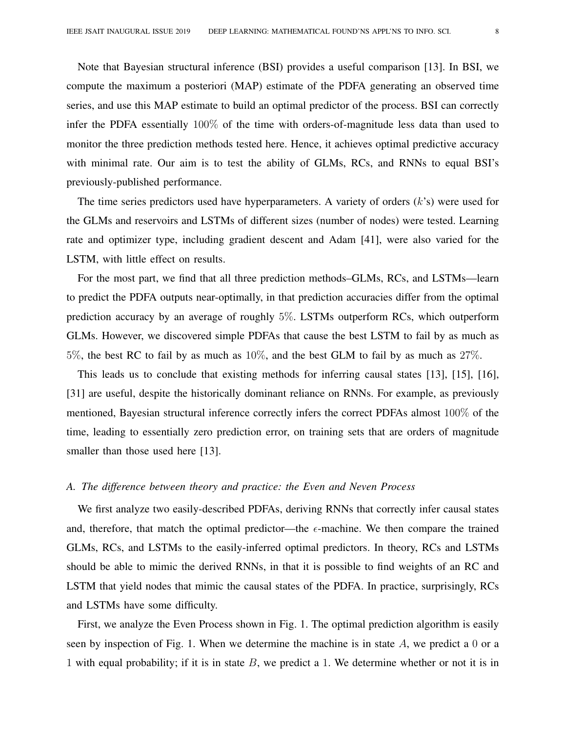Note that Bayesian structural inference (BSI) provides a useful comparison [13]. In BSI, we compute the maximum a posteriori (MAP) estimate of the PDFA generating an observed time series, and use this MAP estimate to build an optimal predictor of the process. BSI can correctly infer the PDFA essentially $100\%$ of the time with orders-of-magnitude less data than used to monitor the three prediction methods tested here. Hence, it achieves optimal predictive accuracy with minimal rate. Our aim is to test the ability of GLMs, RCs, and RNNs to equal BSI's previously-published performance.

The time series predictors used have hyperparameters. A variety of orders ($k$'s) were used for the GLMs and reservoirs and LSTMs of different sizes (number of nodes) were tested. Learning rate and optimizer type, including gradient descent and Adam [41], were also varied for the LSTM, with little effect on results.

For the most part, we find that all three prediction methods–GLMs, RCs, and LSTMs—learn to predict the PDFA outputs near-optimally, in that prediction accuracies differ from the optimal prediction accuracy by an average of roughly $5\%$. LSTMs outperform RCs, which outperform GLMs. However, we discovered simple PDFAs that cause the best LSTM to fail by as much as $5\%$, the best RC to fail by as much as $10\%$, and the best GLM to fail by as much as $27\%$.

This leads us to conclude that existing methods for inferring causal states [13], [15], [16], [31] are useful, despite the historically dominant reliance on RNNs. For example, as previously mentioned, Bayesian structural inference correctly infers the correct PDFAs almost $100\%$ of the time, leading to essentially zero prediction error, on training sets that are orders of magnitude smaller than those used here [13].

### *A. The difference between theory and practice: the Even and Neven Process*

We first analyze two easily-described PDFAs, deriving RNNs that correctly infer causal states and, therefore, that match the optimal predictor—the $\epsilon$-machine. We then compare the trained GLMs, RCs, and LSTMs to the easily-inferred optimal predictors. In theory, RCs and LSTMs should be able to mimic the derived RNNs, in that it is possible to find weights of an RC and LSTM that yield nodes that mimic the causal states of the PDFA. In practice, surprisingly, RCs and LSTMs have some difficulty.

First, we analyze the Even Process shown in Fig. 1. The optimal prediction algorithm is easily seen by inspection of Fig. 1. When we determine the machine is in state $A$, we predict a $0$ or a $1$ with equal probability; if it is in state $B$, we predict a $1$. We determine whether or not it is in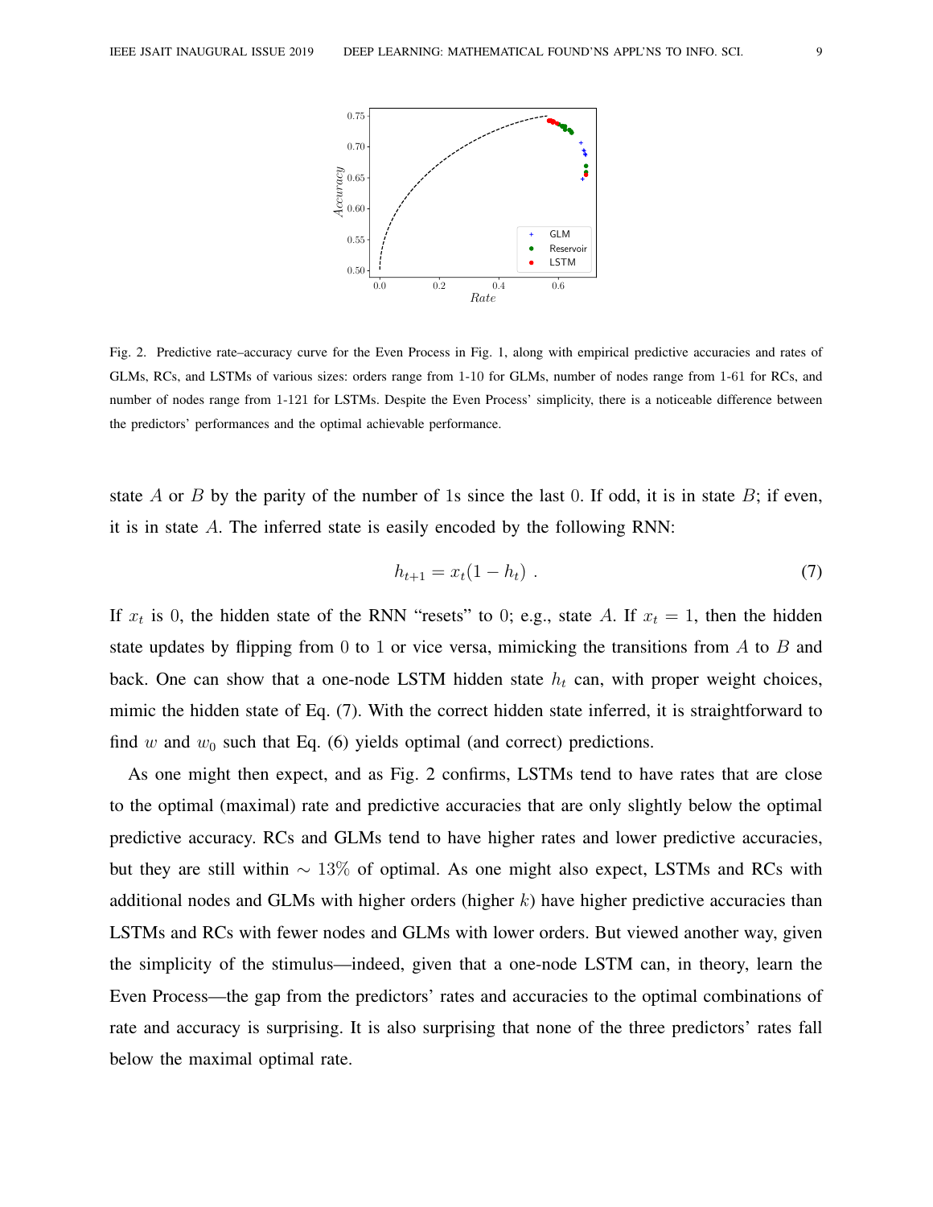Fig. 2. Predictive rate–accuracy curve for the Even Process in Fig. 1, along with empirical predictive accuracies and rates of GLMs, RCs, and LSTMs of various sizes: orders range from 1-10 for GLMs, number of nodes range from 1-61 for RCs, and number of nodes range from 1-121 for LSTMs. Despite the Even Process' simplicity, there is a noticeable difference between the predictors' performances and the optimal achievable performance.

state $A$ or $B$ by the parity of the number of 1s since the last 0. If odd, it is in state $B$; if even, it is in state $A$. The inferred state is easily encoded by the following RNN:

$$h_{t+1} = x_t(1 - h_t) \ . \tag{7}$$

If $x_t$ is 0, the hidden state of the RNN "resets" to 0; e.g., state $A$. If $x_t = 1$, then the hidden state updates by flipping from 0 to 1 or vice versa, mimicking the transitions from $A$ to $B$ and back. One can show that a one-node LSTM hidden state $h_t$ can, with proper weight choices, mimic the hidden state of Eq. (7). With the correct hidden state inferred, it is straightforward to find $w$ and $w_0$ such that Eq. (6) yields optimal (and correct) predictions.

As one might then expect, and as Fig. 2 confirms, LSTMs tend to have rates that are close to the optimal (maximal) rate and predictive accuracies that are only slightly below the optimal predictive accuracy. RCs and GLMs tend to have higher rates and lower predictive accuracies, but they are still within $\sim 13\%$ of optimal. As one might also expect, LSTMs and RCs with additional nodes and GLMs with higher orders (higher $k$) have higher predictive accuracies than LSTMs and RCs with fewer nodes and GLMs with lower orders. But viewed another way, given the simplicity of the stimulus—indeed, given that a one-node LSTM can, in theory, learn the Even Process—the gap from the predictors' rates and accuracies to the optimal combinations of rate and accuracy is surprising. It is also surprising that none of the three predictors' rates fall below the maximal optimal rate.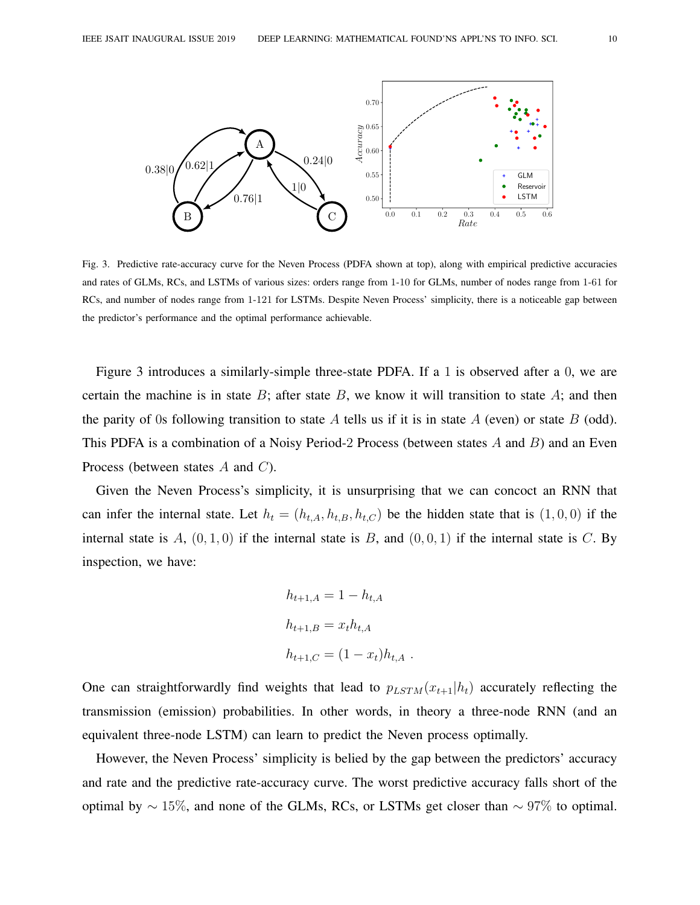Fig. 3. Predictive rate-accuracy curve for the Neven Process (PDFA shown at top), along with empirical predictive accuracies and rates of GLMs, RCs, and LSTMs of various sizes: orders range from 1-10 for GLMs, number of nodes range from 1-61 for RCs, and number of nodes range from 1-121 for LSTMs. Despite Neven Process' simplicity, there is a noticeable gap between the predictor's performance and the optimal performance achievable.

Figure 3 introduces a similarly-simple three-state PDFA. If a 1 is observed after a 0, we are certain the machine is in state $B$; after state $B$, we know it will transition to state $A$; and then the parity of 0s following transition to state $A$ tells us if it is in state $A$ (even) or state $B$ (odd). This PDFA is a combination of a Noisy Period-2 Process (between states $A$ and $B$) and an Even Process (between states $A$ and $C$).

Given the Neven Process's simplicity, it is unsurprising that we can concoct an RNN that can infer the internal state. Let $h_t = (h_{t,A}, h_{t,B}, h_{t,C})$ be the hidden state that is $(1,0,0)$ if the internal state is $A$, $(0,1,0)$ if the internal state is $B$, and $(0,0,1)$ if the internal state is $C$. By inspection, we have:

$$h_{t+1,A} = 1 - h_{t,A}$$

$$h_{t+1,B} = x_t h_{t,A}$$

$$h_{t+1,C} = (1 - x_t) h_{t,A} \ .$$

One can straightforwardly find weights that lead to $p_{LSTM}(x_{t+1}|h_t)$ accurately reflecting the transmission (emission) probabilities. In other words, in theory a three-node RNN (and an equivalent three-node LSTM) can learn to predict the Neven process optimally.

However, the Neven Process' simplicity is belied by the gap between the predictors' accuracy and rate and the predictive rate-accuracy curve. The worst predictive accuracy falls short of the optimal by $\sim 15\%$, and none of the GLMs, RCs, or LSTMs get closer than $\sim 97\%$ to optimal.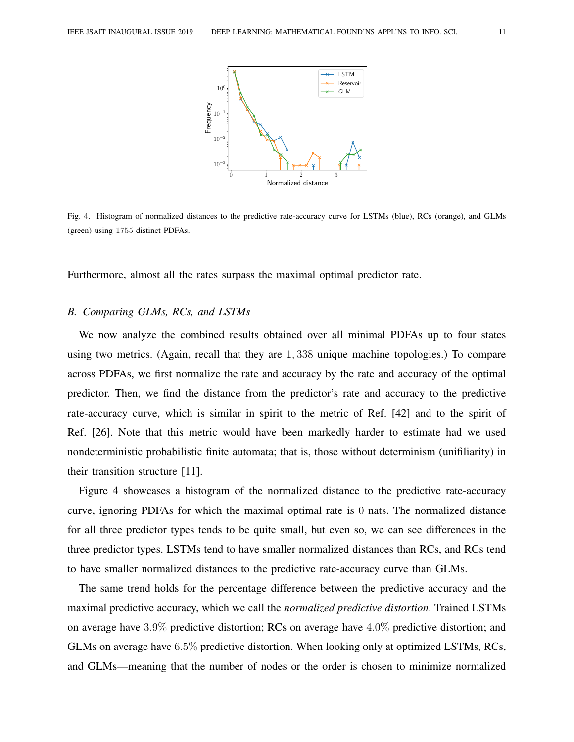Fig. 4. Histogram of normalized distances to the predictive rate-accuracy curve for LSTMs (blue), RCs (orange), and GLMs (green) using $1755$ distinct PDFAs.

Furthermore, almost all the rates surpass the maximal optimal predictor rate.

### B. Comparing GLMs, RCs, and LSTMs

We now analyze the combined results obtained over all minimal PDFAs up to four states using two metrics. (Again, recall that they are $1,338$ unique machine topologies.) To compare across PDFAs, we first normalize the rate and accuracy by the rate and accuracy of the optimal predictor. Then, we find the distance from the predictor's rate and accuracy to the predictive rate-accuracy curve, which is similar in spirit to the metric of Ref. [42] and to the spirit of Ref. [26]. Note that this metric would have been markedly harder to estimate had we used nondeterministic probabilistic finite automata; that is, those without determinism (unifiliarity) in their transition structure [11].

Figure 4 showcases a histogram of the normalized distance to the predictive rate-accuracy curve, ignoring PDFAs for which the maximal optimal rate is $0$ nats. The normalized distance for all three predictor types tends to be quite small, but even so, we can see differences in the three predictor types. LSTMs tend to have smaller normalized distances than RCs, and RCs tend to have smaller normalized distances to the predictive rate-accuracy curve than GLMs.

The same trend holds for the percentage difference between the predictive accuracy and the maximal predictive accuracy, which we call the *normalized predictive distortion*. Trained LSTMs on average have $3.9\%$ predictive distortion; RCs on average have $4.0\%$ predictive distortion; and GLMs on average have $6.5\%$ predictive distortion. When looking only at optimized LSTMs, RCs, and GLMs—meaning that the number of nodes or the order is chosen to minimize normalized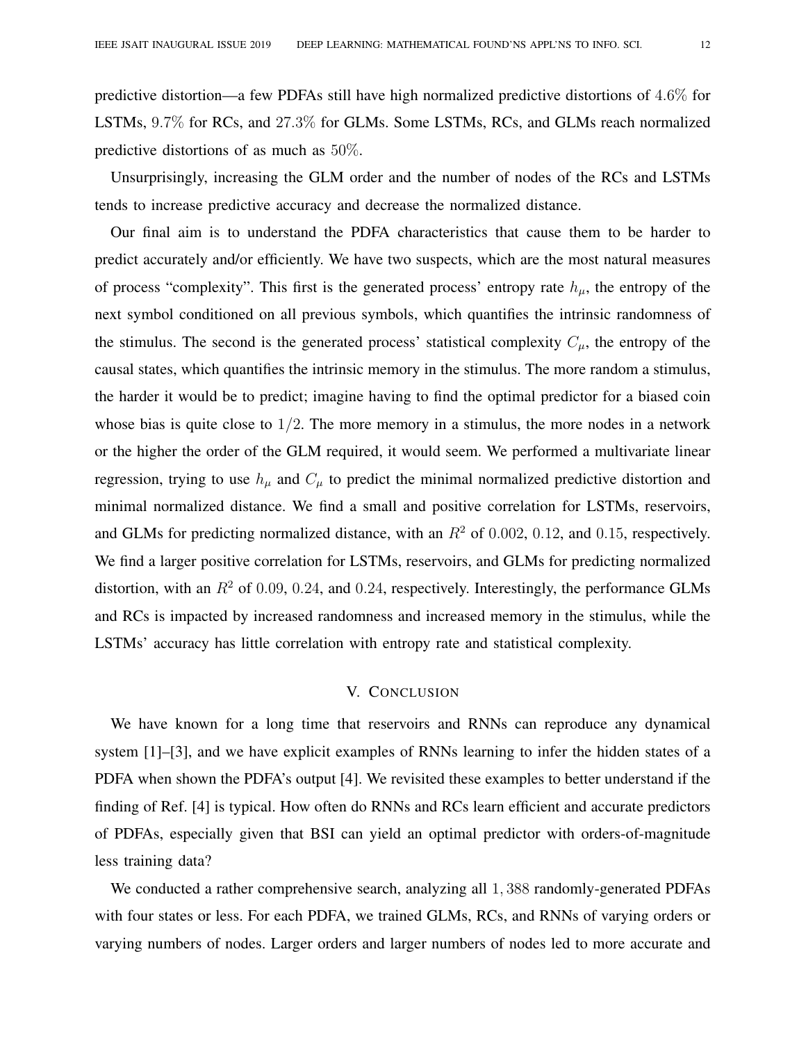predictive distortion—a few PDFAs still have high normalized predictive distortions of $4.6\%$ for LSTMs, $9.7\%$ for RCs, and $27.3\%$ for GLMs. Some LSTMs, RCs, and GLMs reach normalized predictive distortions of as much as $50\%$.

Unsurprisingly, increasing the GLM order and the number of nodes of the RCs and LSTMs tends to increase predictive accuracy and decrease the normalized distance.

Our final aim is to understand the PDFA characteristics that cause them to be harder to predict accurately and/or efficiently. We have two suspects, which are the most natural measures of process "complexity". This first is the generated process' entropy rate $h_\mu$, the entropy of the next symbol conditioned on all previous symbols, which quantifies the intrinsic randomness of the stimulus. The second is the generated process' statistical complexity $C_\mu$, the entropy of the causal states, which quantifies the intrinsic memory in the stimulus. The more random a stimulus, the harder it would be to predict; imagine having to find the optimal predictor for a biased coin whose bias is quite close to $1/2$. The more memory in a stimulus, the more nodes in a network or the higher the order of the GLM required, it would seem. We performed a multivariate linear regression, trying to use $h_\mu$ and $C_\mu$ to predict the minimal normalized predictive distortion and minimal normalized distance. We find a small and positive correlation for LSTMs, reservoirs, and GLMs for predicting normalized distance, with an $R^2$ of $0.002$, $0.12$, and $0.15$, respectively. We find a larger positive correlation for LSTMs, reservoirs, and GLMs for predicting normalized distortion, with an $R^2$ of $0.09$, $0.24$, and $0.24$, respectively. Interestingly, the performance GLMs and RCs is impacted by increased randomness and increased memory in the stimulus, while the LSTMs' accuracy has little correlation with entropy rate and statistical complexity.

## V. Conclusion

We have known for a long time that reservoirs and RNNs can reproduce any dynamical system [1]–[3], and we have explicit examples of RNNs learning to infer the hidden states of a PDFA when shown the PDFA's output [4]. We revisited these examples to better understand if the finding of Ref. [4] is typical. How often do RNNs and RCs learn efficient and accurate predictors of PDFAs, especially given that BSI can yield an optimal predictor with orders-of-magnitude less training data?

We conducted a rather comprehensive search, analyzing all $1,388$ randomly-generated PDFAs with four states or less. For each PDFA, we trained GLMs, RCs, and RNNs of varying orders or varying numbers of nodes. Larger orders and larger numbers of nodes led to more accurate and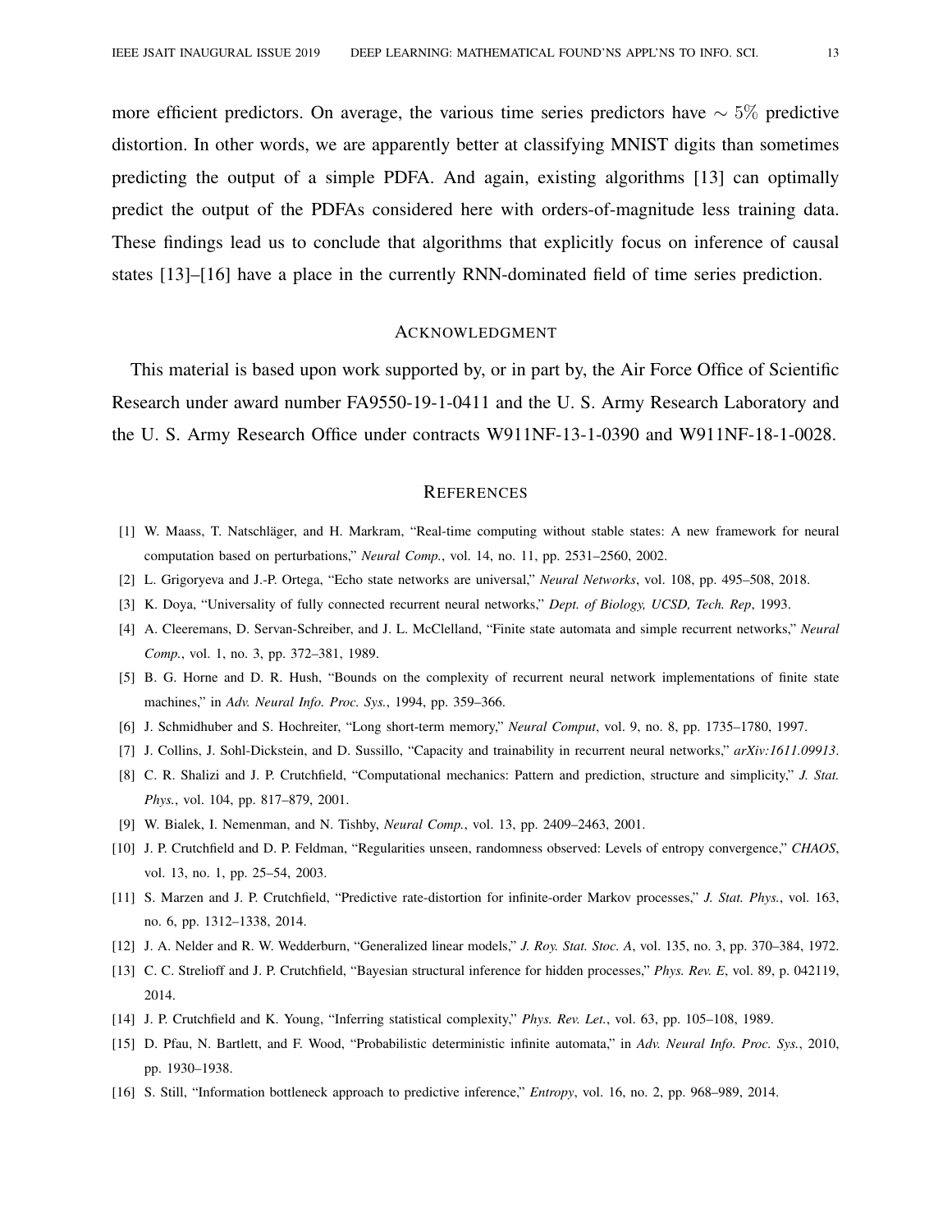more efficient predictors. On average, the various time series predictors have $\sim 5\%$ predictive distortion. In other words, we are apparently better at classifying MNIST digits than sometimes predicting the output of a simple PDFA. And again, existing algorithms [13] can optimally predict the output of the PDFAs considered here with orders-of-magnitude less training data. These findings lead us to conclude that algorithms that explicitly focus on inference of causal states [13]–[16] have a place in the currently RNN-dominated field of time series prediction.

## Acknowledgment

This material is based upon work supported by, or in part by, the Air Force Office of Scientific Research under award number FA9550-19-1-0411 and the U. S. Army Research Laboratory and the U. S. Army Research Office under contracts W911NF-13-1-0390 and W911NF-18-1-0028.

## References

[1] W. Maass, T. Natschläger, and H. Markram, "Real-time computing without stable states: A new framework for neural computation based on perturbations," *Neural Comp.*, vol. 14, no. 11, pp. 2531–2560, 2002.

[2] L. Grigoryeva and J.-P. Ortega, "Echo state networks are universal," *Neural Networks*, vol. 108, pp. 495–508, 2018.

[3] K. Doya, "Universality of fully connected recurrent neural networks," *Dept. of Biology, UCSD, Tech. Rep*, 1993.

[4] A. Cleeremans, D. Servan-Schreiber, and J. L. McClelland, "Finite state automata and simple recurrent networks," *Neural Comp.*, vol. 1, no. 3, pp. 372–381, 1989.

[5] B. G. Horne and D. R. Hush, "Bounds on the complexity of recurrent neural network implementations of finite state machines," in *Adv. Neural Info. Proc. Sys.*, 1994, pp. 359–366.

[6] J. Schmidhuber and S. Hochreiter, "Long short-term memory," *Neural Comput*, vol. 9, no. 8, pp. 1735–1780, 1997.

[7] J. Collins, J. Sohl-Dickstein, and D. Sussillo, "Capacity and trainability in recurrent neural networks," *arXiv:1611.09913*.

[8] C. R. Shalizi and J. P. Crutchfield, "Computational mechanics: Pattern and prediction, structure and simplicity," *J. Stat. Phys.*, vol. 104, pp. 817–879, 2001.

[9] W. Bialek, I. Nemenman, and N. Tishby, *Neural Comp.*, vol. 13, pp. 2409–2463, 2001.

[10] J. P. Crutchfield and D. P. Feldman, "Regularities unseen, randomness observed: Levels of entropy convergence," *CHAOS*, vol. 13, no. 1, pp. 25–54, 2003.

[11] S. Marzen and J. P. Crutchfield, "Predictive rate-distortion for infinite-order Markov processes," *J. Stat. Phys.*, vol. 163, no. 6, pp. 1312–1338, 2014.

[12] J. A. Nelder and R. W. Wedderburn, "Generalized linear models," *J. Roy. Stat. Stoc. A*, vol. 135, no. 3, pp. 370–384, 1972.

[13] C. C. Strelioff and J. P. Crutchfield, "Bayesian structural inference for hidden processes," *Phys. Rev. E*, vol. 89, p. 042119, 2014.

[14] J. P. Crutchfield and K. Young, "Inferring statistical complexity," *Phys. Rev. Let.*, vol. 63, pp. 105–108, 1989.

[15] D. Pfau, N. Bartlett, and F. Wood, "Probabilistic deterministic infinite automata," in *Adv. Neural Info. Proc. Sys.*, 2010, pp. 1930–1938.

[16] S. Still, "Information bottleneck approach to predictive inference," *Entropy*, vol. 16, no. 2, pp. 968–989, 2014.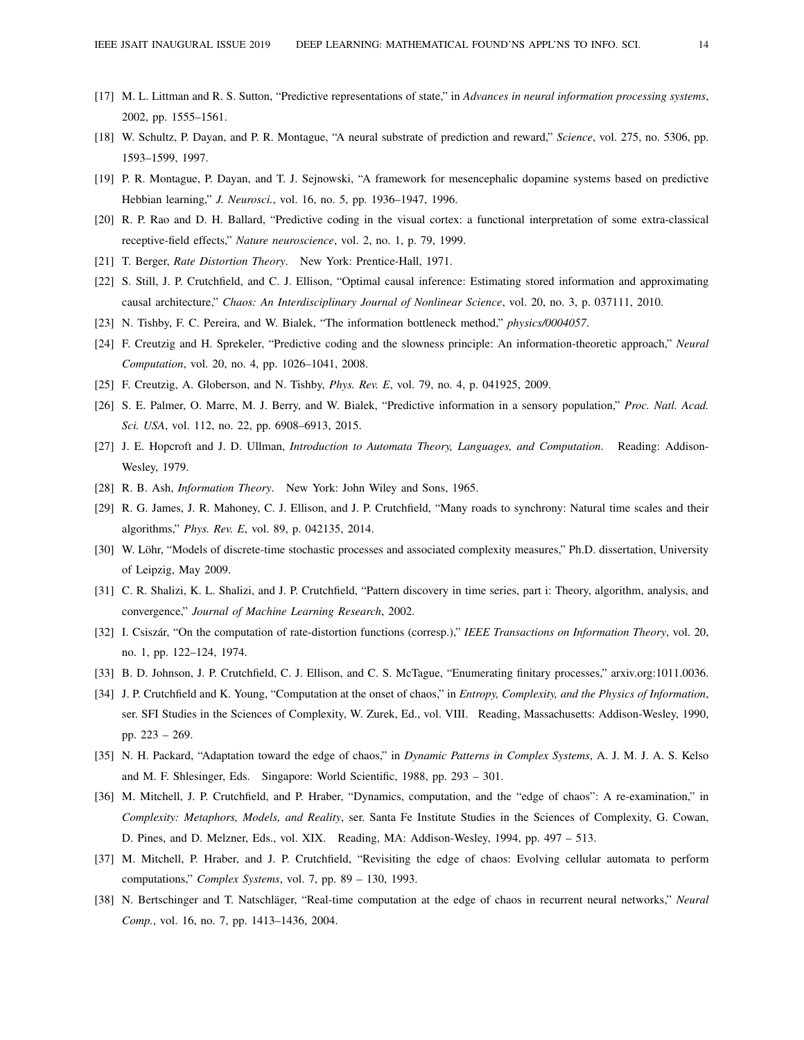[17] M. L. Littman and R. S. Sutton, "Predictive representations of state," in *Advances in neural information processing systems*, 2002, pp. 1555–1561.

[18] W. Schultz, P. Dayan, and P. R. Montague, "A neural substrate of prediction and reward," *Science*, vol. 275, no. 5306, pp. 1593–1599, 1997.

[19] P. R. Montague, P. Dayan, and T. J. Sejnowski, "A framework for mesencephalic dopamine systems based on predictive Hebbian learning," *J. Neurosci.*, vol. 16, no. 5, pp. 1936–1947, 1996.

[20] R. P. Rao and D. H. Ballard, "Predictive coding in the visual cortex: a functional interpretation of some extra-classical receptive-field effects," *Nature neuroscience*, vol. 2, no. 1, p. 79, 1999.

[21] T. Berger, *Rate Distortion Theory*. New York: Prentice-Hall, 1971.

[22] S. Still, J. P. Crutchfield, and C. J. Ellison, "Optimal causal inference: Estimating stored information and approximating causal architecture," *Chaos: An Interdisciplinary Journal of Nonlinear Science*, vol. 20, no. 3, p. 037111, 2010.

[23] N. Tishby, F. C. Pereira, and W. Bialek, "The information bottleneck method," *physics/0004057*.

[24] F. Creutzig and H. Sprekeler, "Predictive coding and the slowness principle: An information-theoretic approach," *Neural Computation*, vol. 20, no. 4, pp. 1026–1041, 2008.

[25] F. Creutzig, A. Globerson, and N. Tishby, *Phys. Rev. E*, vol. 79, no. 4, p. 041925, 2009.

[26] S. E. Palmer, O. Marre, M. J. Berry, and W. Bialek, "Predictive information in a sensory population," *Proc. Natl. Acad. Sci. USA*, vol. 112, no. 22, pp. 6908–6913, 2015.

[27] J. E. Hopcroft and J. D. Ullman, *Introduction to Automata Theory, Languages, and Computation*. Reading: Addison-Wesley, 1979.

[28] R. B. Ash, *Information Theory*. New York: John Wiley and Sons, 1965.

[29] R. G. James, J. R. Mahoney, C. J. Ellison, and J. P. Crutchfield, "Many roads to synchrony: Natural time scales and their algorithms," *Phys. Rev. E*, vol. 89, p. 042135, 2014.

[30] W. Löhr, "Models of discrete-time stochastic processes and associated complexity measures," Ph.D. dissertation, University of Leipzig, May 2009.

[31] C. R. Shalizi, K. L. Shalizi, and J. P. Crutchfield, "Pattern discovery in time series, part i: Theory, algorithm, analysis, and convergence," *Journal of Machine Learning Research*, 2002.

[32] I. Csiszár, "On the computation of rate-distortion functions (corresp.)," *IEEE Transactions on Information Theory*, vol. 20, no. 1, pp. 122–124, 1974.

[33] B. D. Johnson, J. P. Crutchfield, C. J. Ellison, and C. S. McTague, "Enumerating finitary processes," arxiv.org:1011.0036.

[34] J. P. Crutchfield and K. Young, "Computation at the onset of chaos," in *Entropy, Complexity, and the Physics of Information*, ser. SFI Studies in the Sciences of Complexity, W. Zurek, Ed., vol. VIII. Reading, Massachusetts: Addison-Wesley, 1990, pp. 223 – 269.

[35] N. H. Packard, "Adaptation toward the edge of chaos," in *Dynamic Patterns in Complex Systems*, A. J. M. J. A. S. Kelso and M. F. Shlesinger, Eds. Singapore: World Scientific, 1988, pp. 293 – 301.

[36] M. Mitchell, J. P. Crutchfield, and P. Hraber, "Dynamics, computation, and the "edge of chaos": A re-examination," in *Complexity: Metaphors, Models, and Reality*, ser. Santa Fe Institute Studies in the Sciences of Complexity, G. Cowan, D. Pines, and D. Melzner, Eds., vol. XIX. Reading, MA: Addison-Wesley, 1994, pp. 497 – 513.

[37] M. Mitchell, P. Hraber, and J. P. Crutchfield, "Revisiting the edge of chaos: Evolving cellular automata to perform computations," *Complex Systems*, vol. 7, pp. 89 – 130, 1993.

[38] N. Bertschinger and T. Natschläger, "Real-time computation at the edge of chaos in recurrent neural networks," *Neural Comp.*, vol. 16, no. 7, pp. 1413–1436, 2004.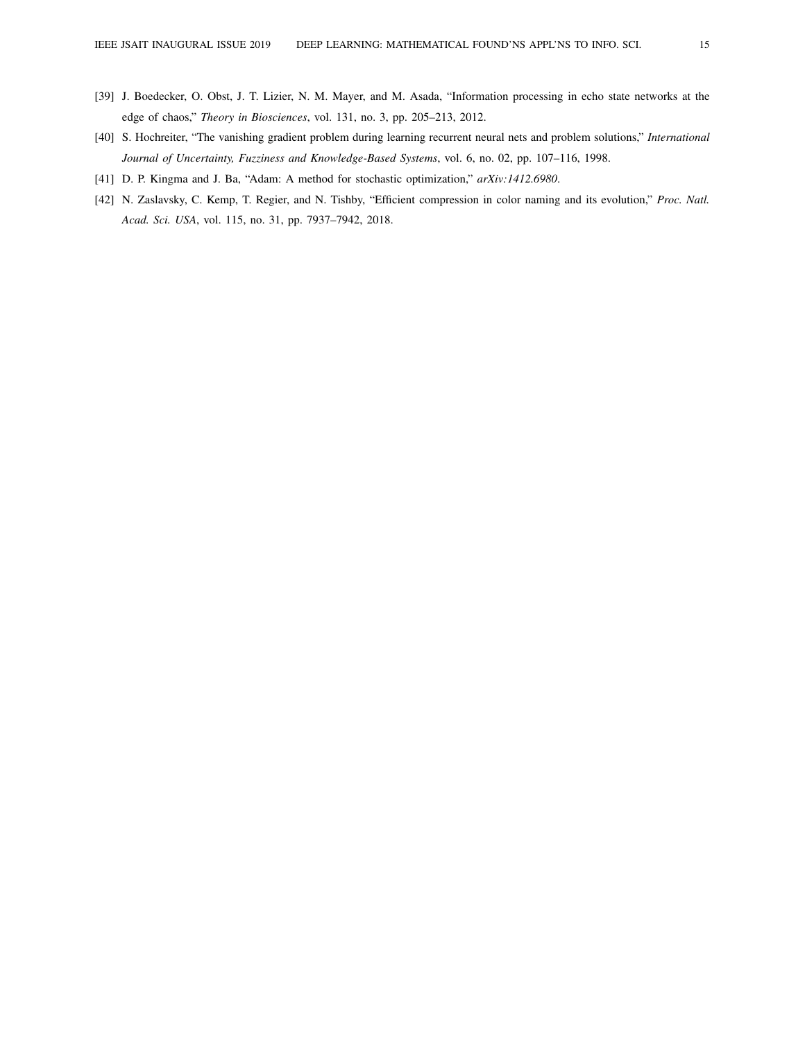[39] J. Boedecker, O. Obst, J. T. Lizier, N. M. Mayer, and M. Asada, "Information processing in echo state networks at the edge of chaos," *Theory in Biosciences*, vol. 131, no. 3, pp. 205–213, 2012.

[40] S. Hochreiter, "The vanishing gradient problem during learning recurrent neural nets and problem solutions," *International Journal of Uncertainty, Fuzziness and Knowledge-Based Systems*, vol. 6, no. 02, pp. 107–116, 1998.

[41] D. P. Kingma and J. Ba, "Adam: A method for stochastic optimization," *arXiv:1412.6980*.

[42] N. Zaslavsky, C. Kemp, T. Regier, and N. Tishby, "Efficient compression in color naming and its evolution," *Proc. Natl. Acad. Sci. USA*, vol. 115, no. 31, pp. 7937–7942, 2018.